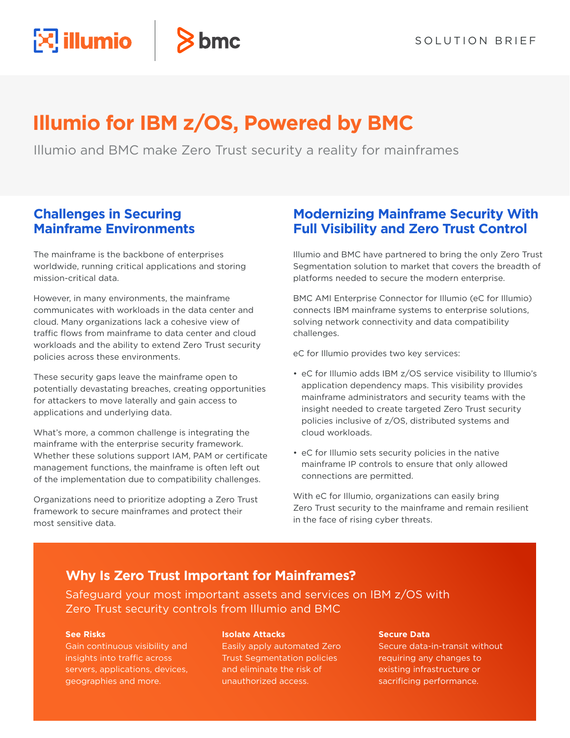SOLUTION BRIEF

# Illumio for IBM z/OS, Powered by BMC

Illumio and BMC make Zero Trust security a reality for mainframes

## Challenges in Securing Mainframe Environments

The mainframe is the backbone of enterprises worldwide, running critical applications and storing mission-critical data.

However, in many environments, the mainframe communicates with workloads in the data center and cloud. Many organizations lack a cohesive view of traffic flows from mainframe to data center and cloud workloads and the ability to extend Zero Trust security policies across these environments.

These security gaps leave the mainframe open to potentially devastating breaches, creating opportunities for attackers to move laterally and gain access to applications and underlying data.

What's more, a common challenge is integrating the mainframe with the enterprise security framework. Whether these solutions support IAM, PAM or certificate management functions, the mainframe is often left out of the implementation due to compatibility challenges.

Organizations need to prioritize adopting a Zero Trust framework to secure mainframes and protect their most sensitive data.

## Modernizing Mainframe Security With Full Visibility and Zero Trust Control

Illumio and BMC have partnered to bring the only Zero Trust Segmentation solution to market that covers the breadth of platforms needed to secure the modern enterprise.

BMC AMI Enterprise Connector for Illumio (eC for Illumio) connects IBM mainframe systems to enterprise solutions, solving network connectivity and data compatibility challenges.

eC for Illumio provides two key services:

- eC for Illumio adds IBM z/OS service visibility to Illumio's application dependency maps. This visibility provides mainframe administrators and security teams with the insight needed to create targeted Zero Trust security policies inclusive of z/OS, distributed systems and cloud workloads.
- eC for Illumio sets security policies in the native mainframe IP controls to ensure that only allowed connections are permitted.

With eC for Illumio, organizations can easily bring Zero Trust security to the mainframe and remain resilient in the face of rising cyber threats.

## Why Is Zero Trust Important for Mainframes?

Safeguard your most important assets and services on IBM z/OS with Zero Trust security controls from Illumio and BMC

**See Risks**
Gain continuous visibility and insights into traffic across servers, applications, devices, geographies and more.

**Isolate Attacks**
Easily apply automated Zero Trust Segmentation policies and eliminate the risk of unauthorized access.

**Secure Data**
Secure data-in-transit without requiring any changes to existing infrastructure or sacrificing performance.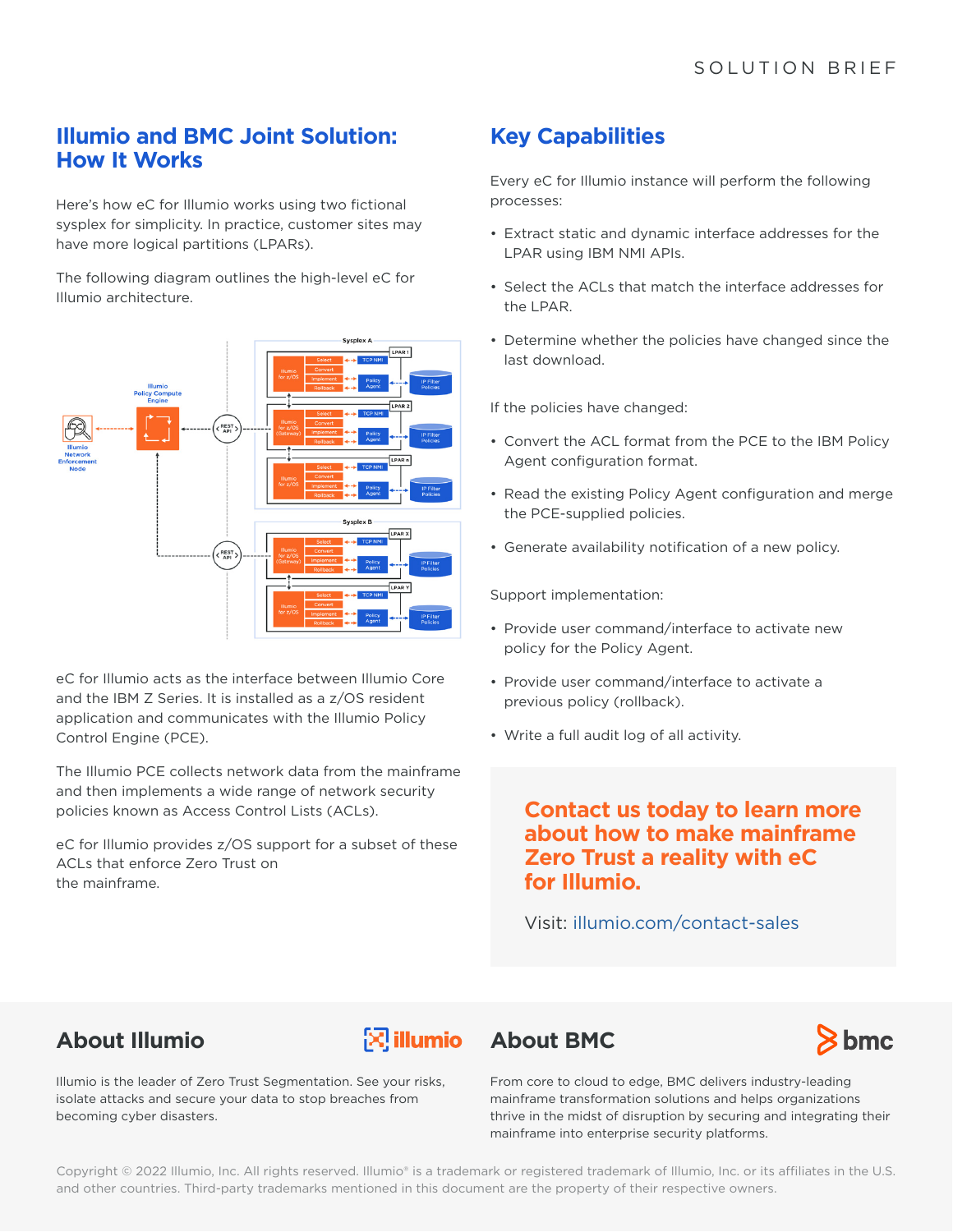## Illumio and BMC Joint Solution: How It Works

Here's how eC for Illumio works using two fictional sysplex for simplicity. In practice, customer sites may have more logical partitions (LPARs).

The following diagram outlines the high-level eC for Illumio architecture.

Illumio Network Enforcement Node

Illumio Policy Compute Engine

REST API

REST API

Sysplex A

LPAR 1

Illumio for z/OS

Select
Convert
Implement
Rollback

TCP NMI

Policy Agent

IP Filter Policies

LPAR 2

Illumio for z/OS (Gateway)

Select
Convert
Implement
Rollback

TCP NMI

Policy Agent

IP Filter Policies

LPAR n

Illumio for z/OS

Select
Convert
Implement
Rollback

TCP NMI

Policy Agent

IP Filter Policies

Sysplex B

LPAR X

Illumio for z/OS (Gateway)

Select
Convert
Implement
Rollback

TCP NMI

Policy Agent

IP Filter Policies

LPAR Y

Illumio for z/OS

Select
Convert
Implement
Rollback

TCP NMI

Policy Agent

IP Filter Policies

eC for Illumio acts as the interface between Illumio Core and the IBM Z Series. It is installed as a z/OS resident application and communicates with the Illumio Policy Control Engine (PCE).

The Illumio PCE collects network data from the mainframe and then implements a wide range of network security policies known as Access Control Lists (ACLs).

eC for Illumio provides z/OS support for a subset of these ACLs that enforce Zero Trust on the mainframe.

## Key Capabilities

Every eC for Illumio instance will perform the following processes:

- Extract static and dynamic interface addresses for the LPAR using IBM NMI APIs.
- Select the ACLs that match the interface addresses for the LPAR.
- Determine whether the policies have changed since the last download.

If the policies have changed:

- Convert the ACL format from the PCE to the IBM Policy Agent configuration format.
- Read the existing Policy Agent configuration and merge the PCE-supplied policies.
- Generate availability notification of a new policy.

Support implementation:

- Provide user command/interface to activate new policy for the Policy Agent.
- Provide user command/interface to activate a previous policy (rollback).
- Write a full audit log of all activity.

**Contact us today to learn more about how to make mainframe Zero Trust a reality with eC for Illumio.**

Visit: illumio.com/contact-sales

## About Illumio

Illumio is the leader of Zero Trust Segmentation. See your risks, isolate attacks and secure your data to stop breaches from becoming cyber disasters.

## About BMC

From core to cloud to edge, BMC delivers industry-leading mainframe transformation solutions and helps organizations thrive in the midst of disruption by securing and integrating their mainframe into enterprise security platforms.

Copyright © 2022 Illumio, Inc. All rights reserved. Illumio® is a trademark or registered trademark of Illumio, Inc. or its affiliates in the U.S. and other countries. Third-party trademarks mentioned in this document are the property of their respective owners.